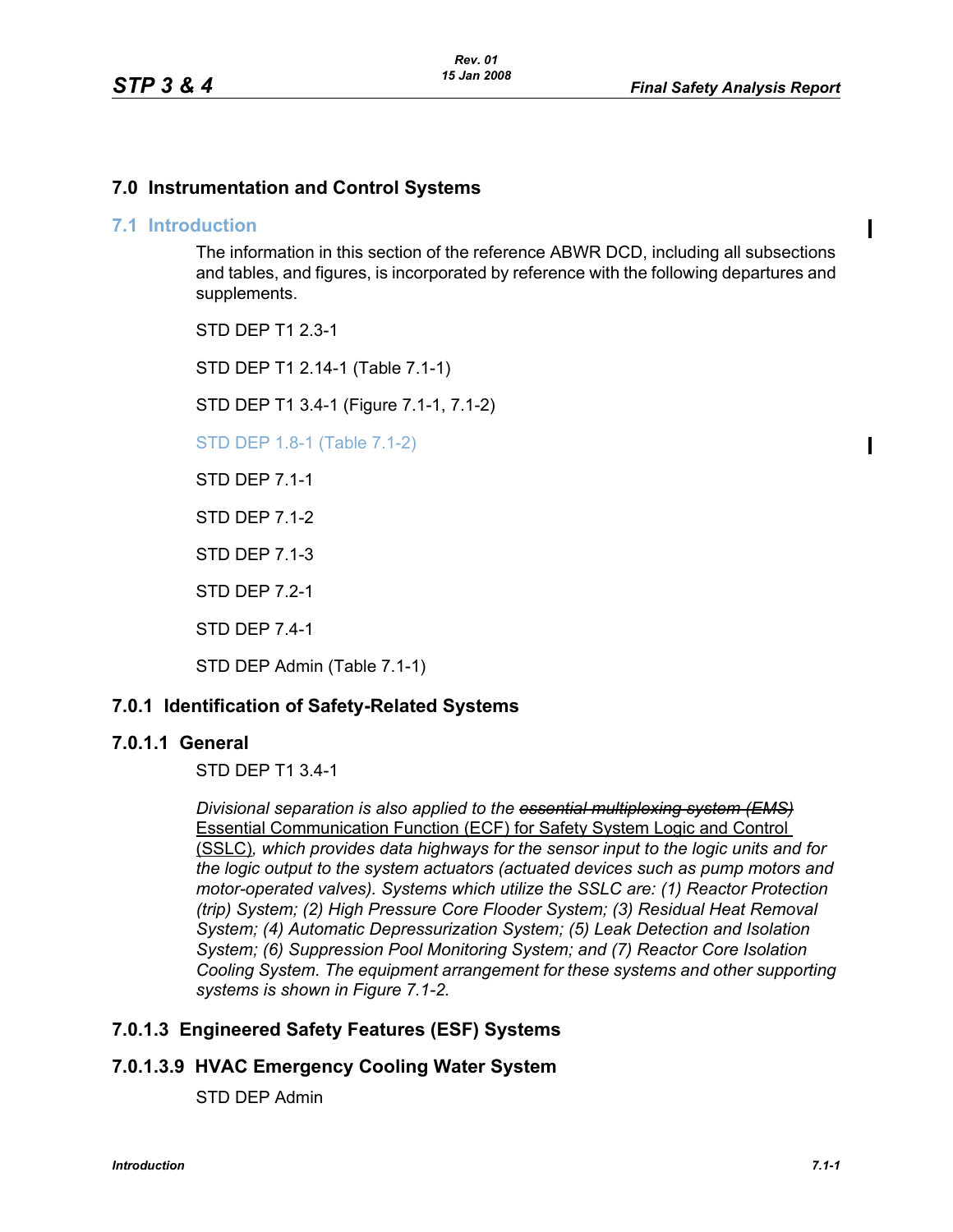# 7.0 Instrumentation and Control Systems

## 7.1 Introduction

The information in this section of the reference ABWR DCD, including all subsections and tables, and figures, is incorporated by reference with the following departures and supplements.

STD DEP T1 2.3-1

STD DEP T1 2.14-1 (Table 7.1-1)

STD DEP T1 3.4-1 (Figure 7.1-1, 7.1-2)

STD DEP 1.8-1 (Table 7.1-2)

STD DEP 7.1-1

STD DEP 7.1-2

STD DEP 7.1-3

STD DEP 7.2-1

STD DEP 7.4-1

STD DEP Admin (Table 7.1-1)

### 7.0.1 Identification of Safety-Related Systems

#### 7.0.1.1 General

STD DEP T1 3.4-1

*Divisional separation is also applied to the* ~~*essential multiplexing system (EMS)*~~ <u>Essential Communication Function (ECF) for Safety System Logic and Control (SSLC)</u>*, which provides data highways for the sensor input to the logic units and for the logic output to the system actuators (actuated devices such as pump motors and motor-operated valves). Systems which utilize the SSLC are: (1) Reactor Protection (trip) System; (2) High Pressure Core Flooder System; (3) Residual Heat Removal System; (4) Automatic Depressurization System; (5) Leak Detection and Isolation System; (6) Suppression Pool Monitoring System; and (7) Reactor Core Isolation Cooling System. The equipment arrangement for these systems and other supporting systems is shown in Figure 7.1-2.*

#### 7.0.1.3 Engineered Safety Features (ESF) Systems

#### 7.0.1.3.9 HVAC Emergency Cooling Water System

STD DEP Admin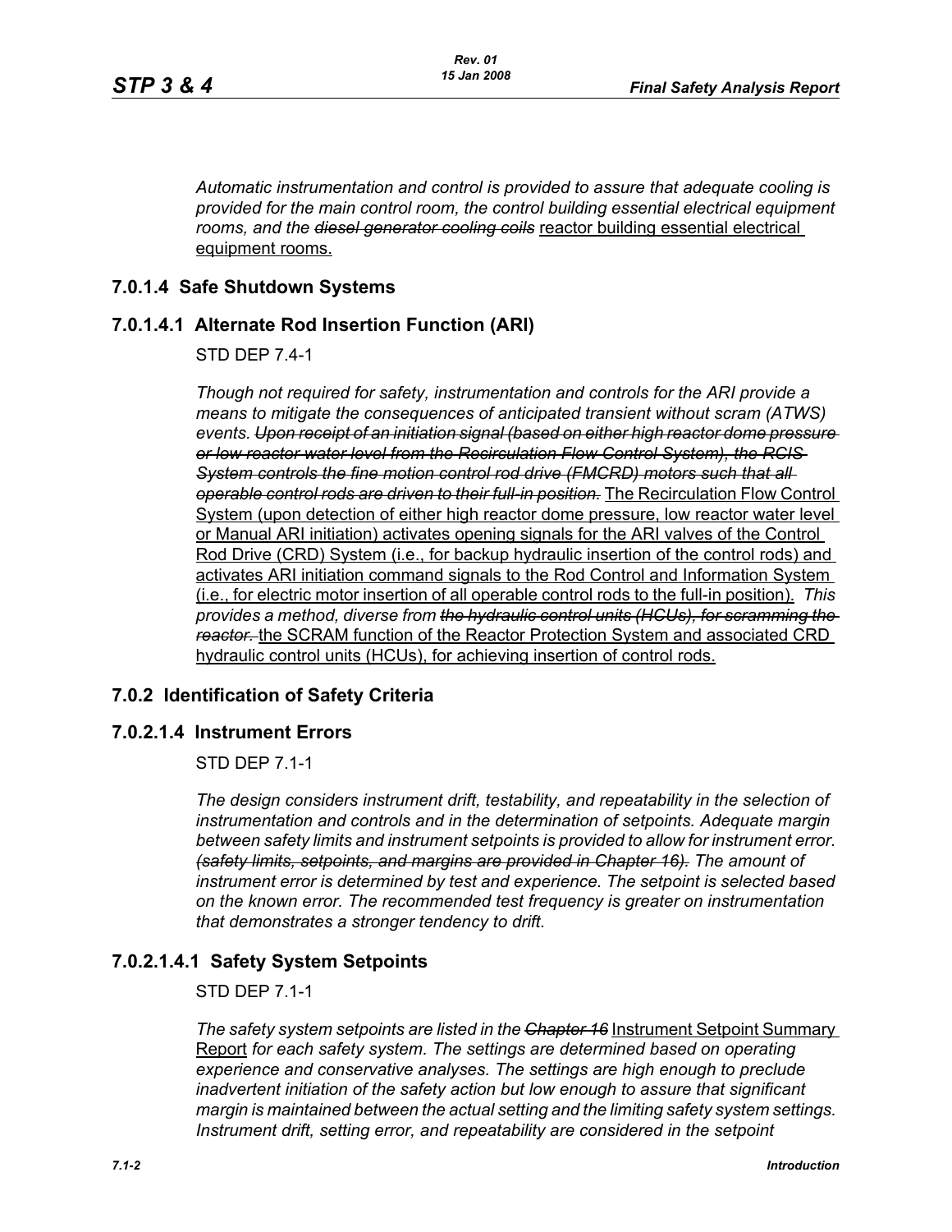*Automatic instrumentation and control is provided to assure that adequate cooling is provided for the main control room, the control building essential electrical equipment rooms, and the ~~diesel generator cooling coils~~* reactor building essential electrical equipment rooms.

## 7.0.1.4 Safe Shutdown Systems

### 7.0.1.4.1 Alternate Rod Insertion Function (ARI)

STD DEP 7.4-1

*Though not required for safety, instrumentation and controls for the ARI provide a means to mitigate the consequences of anticipated transient without scram (ATWS) events. ~~Upon receipt of an initiation signal (based on either high reactor dome pressure or low reactor water level from the Recirculation Flow Control System), the RCIS System controls the fine motion control rod drive (FMCRD) motors such that all operable control rods are driven to their full-in position.~~* The Recirculation Flow Control System (upon detection of either high reactor dome pressure, low reactor water level or Manual ARI initiation) activates opening signals for the ARI valves of the Control Rod Drive (CRD) System (i.e., for backup hydraulic insertion of the control rods) and activates ARI initiation command signals to the Rod Control and Information System (i.e., for electric motor insertion of all operable control rods to the full-in position). *This provides a method, diverse from ~~the hydraulic control units (HCUs), for scramming the reactor.~~* the SCRAM function of the Reactor Protection System and associated CRD hydraulic control units (HCUs), for achieving insertion of control rods.

## 7.0.2 Identification of Safety Criteria

### 7.0.2.1.4 Instrument Errors

STD DEP 7.1-1

*The design considers instrument drift, testability, and repeatability in the selection of instrumentation and controls and in the determination of setpoints. Adequate margin between safety limits and instrument setpoints is provided to allow for instrument error. ~~(safety limits, setpoints, and margins are provided in Chapter 16).~~ The amount of instrument error is determined by test and experience. The setpoint is selected based on the known error. The recommended test frequency is greater on instrumentation that demonstrates a stronger tendency to drift.*

### 7.0.2.1.4.1 Safety System Setpoints

STD DEP 7.1-1

*The safety system setpoints are listed in the ~~Chapter 16~~* Instrument Setpoint Summary Report *for each safety system. The settings are determined based on operating experience and conservative analyses. The settings are high enough to preclude inadvertent initiation of the safety action but low enough to assure that significant margin is maintained between the actual setting and the limiting safety system settings. Instrument drift, setting error, and repeatability are considered in the setpoint*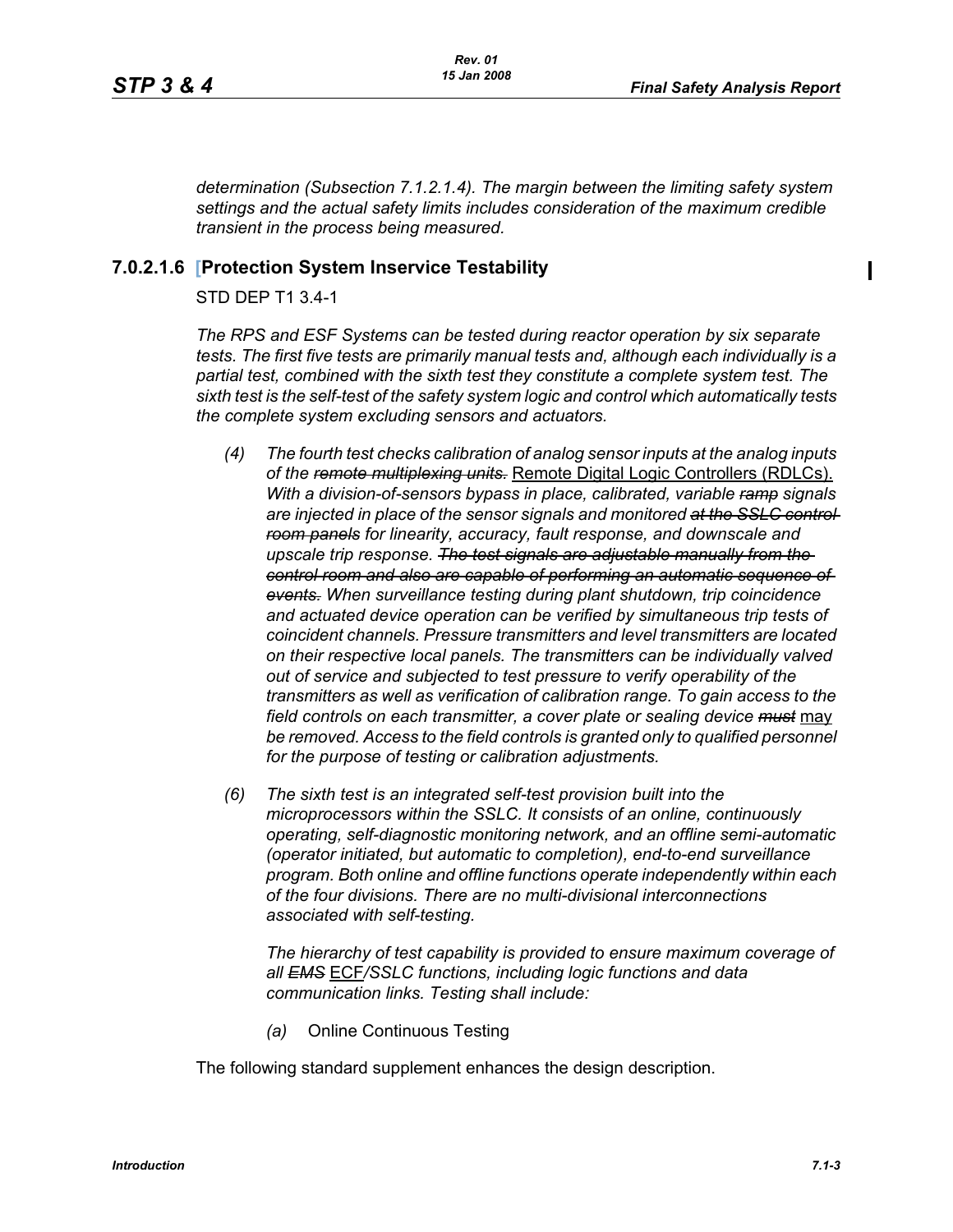*determination (Subsection 7.1.2.1.4). The margin between the limiting safety system settings and the actual safety limits includes consideration of the maximum credible transient in the process being measured.*

### 7.0.2.1.6 [Protection System Inservice Testability

STD DEP T1 3.4-1

*The RPS and ESF Systems can be tested during reactor operation by six separate tests. The first five tests are primarily manual tests and, although each individually is a partial test, combined with the sixth test they constitute a complete system test. The sixth test is the self-test of the safety system logic and control which automatically tests the complete system excluding sensors and actuators.*

*(4)* *The fourth test checks calibration of analog sensor inputs at the analog inputs of the ~~remote multiplexing units.~~* Remote Digital Logic Controllers (RDLCs). *With a division-of-sensors bypass in place, calibrated, variable ~~ramp~~ signals are injected in place of the sensor signals and monitored ~~at the SSLC control room panels~~ for linearity, accuracy, fault response, and downscale and upscale trip response. ~~The test signals are adjustable manually from the control room and also are capable of performing an automatic sequence of events.~~ When surveillance testing during plant shutdown, trip coincidence and actuated device operation can be verified by simultaneous trip tests of coincident channels. Pressure transmitters and level transmitters are located on their respective local panels. The transmitters can be individually valved out of service and subjected to test pressure to verify operability of the transmitters as well as verification of calibration range. To gain access to the field controls on each transmitter, a cover plate or sealing device ~~must~~* may *be removed. Access to the field controls is granted only to qualified personnel for the purpose of testing or calibration adjustments.*

*(6)* *The sixth test is an integrated self-test provision built into the microprocessors within the SSLC. It consists of an online, continuously operating, self-diagnostic monitoring network, and an offline semi-automatic (operator initiated, but automatic to completion), end-to-end surveillance program. Both online and offline functions operate independently within each of the four divisions. There are no multi-divisional interconnections associated with self-testing.*

*The hierarchy of test capability is provided to ensure maximum coverage of all ~~EMS~~* ECF*/SSLC functions, including logic functions and data communication links. Testing shall include:*

*(a)* Online Continuous Testing

The following standard supplement enhances the design description.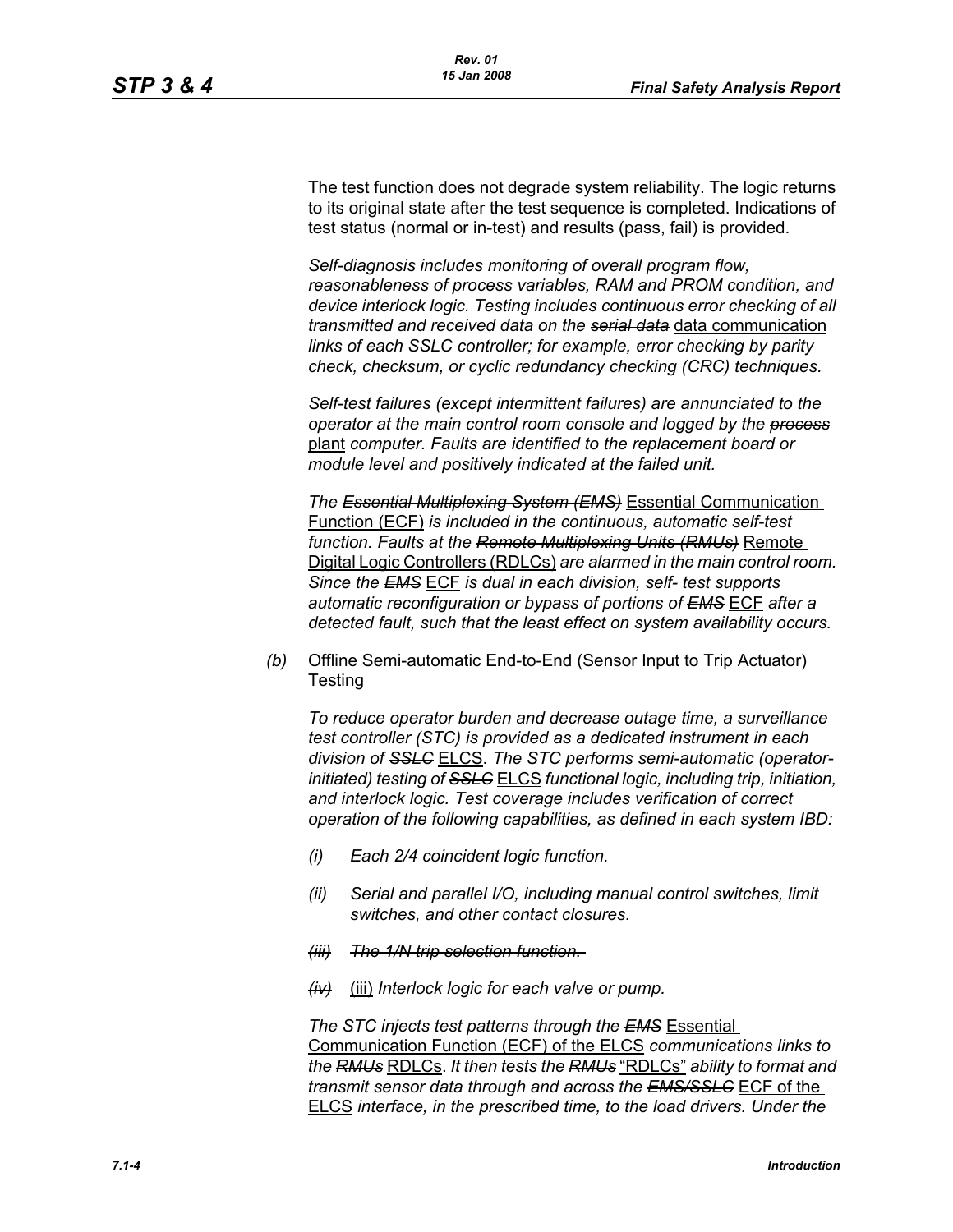The test function does not degrade system reliability. The logic returns to its original state after the test sequence is completed. Indications of test status (normal or in-test) and results (pass, fail) is provided.

*Self-diagnosis includes monitoring of overall program flow, reasonableness of process variables, RAM and PROM condition, and device interlock logic. Testing includes continuous error checking of all transmitted and received data on the ~~serial data~~* data communication *links of each SSLC controller; for example, error checking by parity check, checksum, or cyclic redundancy checking (CRC) techniques.*

*Self-test failures (except intermittent failures) are annunciated to the operator at the main control room console and logged by the ~~process~~* plant *computer. Faults are identified to the replacement board or module level and positively indicated at the failed unit.*

*The ~~Essential Multiplexing System (EMS)~~* Essential Communication Function (ECF) *is included in the continuous, automatic self-test function. Faults at the ~~Remote Multiplexing Units (RMUs)~~* Remote Digital Logic Controllers (RDLCs) *are alarmed in the main control room. Since the ~~EMS~~* ECF *is dual in each division, self- test supports automatic reconfiguration or bypass of portions of ~~EMS~~* ECF *after a detected fault, such that the least effect on system availability occurs.*

*(b)* Offline Semi-automatic End-to-End (Sensor Input to Trip Actuator) Testing

*To reduce operator burden and decrease outage time, a surveillance test controller (STC) is provided as a dedicated instrument in each division of ~~SSLC~~* ELCS. *The STC performs semi-automatic (operator-initiated) testing of ~~SSLC~~* ELCS *functional logic, including trip, initiation, and interlock logic. Test coverage includes verification of correct operation of the following capabilities, as defined in each system IBD:*

*(i) Each 2/4 coincident logic function.*

*(ii) Serial and parallel I/O, including manual control switches, limit switches, and other contact closures.*

~~*(iii) The 1/N trip selection function.*~~

~~*(iv)*~~ (iii) *Interlock logic for each valve or pump.*

*The STC injects test patterns through the ~~EMS~~* Essential Communication Function (ECF) of the ELCS *communications links to the ~~RMUs~~* RDLCs. *It then tests the ~~RMUs~~* "RDLCs" *ability to format and transmit sensor data through and across the ~~EMS/SSLC~~* ECF of the ELCS *interface, in the prescribed time, to the load drivers. Under the*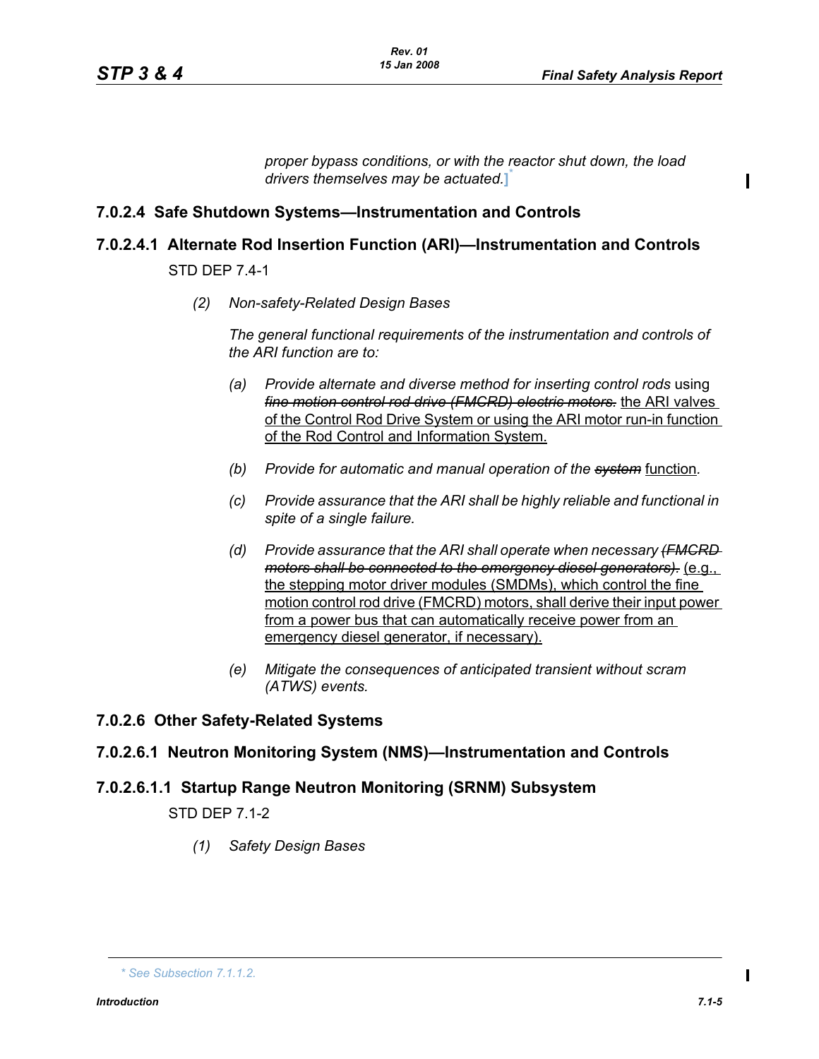*proper bypass conditions, or with the reactor shut down, the load drivers themselves may be actuated.]*[*]

### 7.0.2.4 Safe Shutdown Systems—Instrumentation and Controls

### 7.0.2.4.1 Alternate Rod Insertion Function (ARI)—Instrumentation and Controls

STD DEP 7.4-1

*(2) Non-safety-Related Design Bases*

*The general functional requirements of the instrumentation and controls of the ARI function are to:*

*(a) Provide alternate and diverse method for inserting control rods* using ~~*fine motion control rod drive (FMCRD) electric motors.*~~ <u>the ARI valves of the Control Rod Drive System or using the ARI motor run-in function of the Rod Control and Information System.</u>

*(b) Provide for automatic and manual operation of the* ~~*system*~~ <u>function</u>*.*

*(c) Provide assurance that the ARI shall be highly reliable and functional in spite of a single failure.*

*(d) Provide assurance that the ARI shall operate when necessary* ~~*(FMCRD motors shall be connected to the emergency diesel generators).*~~ <u>(e.g., the stepping motor driver modules (SMDMs), which control the fine motion control rod drive (FMCRD) motors, shall derive their input power from a power bus that can automatically receive power from an emergency diesel generator, if necessary).</u>

*(e) Mitigate the consequences of anticipated transient without scram (ATWS) events.*

### 7.0.2.6 Other Safety-Related Systems

### 7.0.2.6.1 Neutron Monitoring System (NMS)—Instrumentation and Controls

### 7.0.2.6.1.1 Startup Range Neutron Monitoring (SRNM) Subsystem

STD DEP 7.1-2

*(1) Safety Design Bases*

*[*] See Subsection 7.1.1.2.*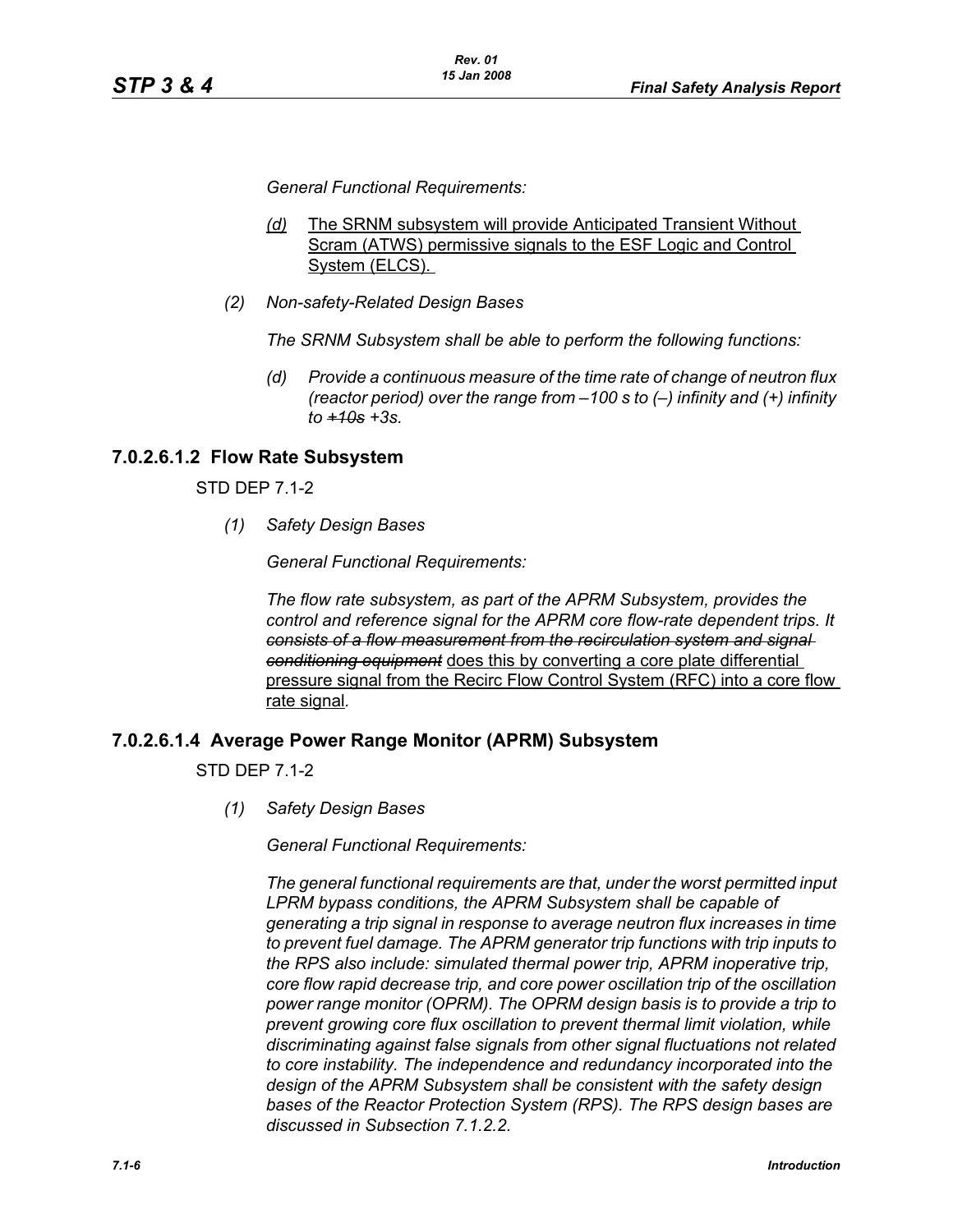*General Functional Requirements:*

*(d)* The SRNM subsystem will provide Anticipated Transient Without Scram (ATWS) permissive signals to the ESF Logic and Control System (ELCS).

*(2) Non-safety-Related Design Bases*

*The SRNM Subsystem shall be able to perform the following functions:*

*(d) Provide a continuous measure of the time rate of change of neutron flux (reactor period) over the range from –100 s to (–) infinity and (+) infinity to ~~+10s~~ +3s.*

## 7.0.2.6.1.2 Flow Rate Subsystem

STD DEP 7.1-2

*(1) Safety Design Bases*

*General Functional Requirements:*

*The flow rate subsystem, as part of the APRM Subsystem, provides the control and reference signal for the APRM core flow-rate dependent trips. It ~~consists of a flow measurement from the recirculation system and signal conditioning equipment~~* does this by converting a core plate differential pressure signal from the Recirc Flow Control System (RFC) into a core flow rate signal*.*

## 7.0.2.6.1.4 Average Power Range Monitor (APRM) Subsystem

STD DEP 7.1-2

*(1) Safety Design Bases*

*General Functional Requirements:*

*The general functional requirements are that, under the worst permitted input LPRM bypass conditions, the APRM Subsystem shall be capable of generating a trip signal in response to average neutron flux increases in time to prevent fuel damage. The APRM generator trip functions with trip inputs to the RPS also include: simulated thermal power trip, APRM inoperative trip, core flow rapid decrease trip, and core power oscillation trip of the oscillation power range monitor (OPRM). The OPRM design basis is to provide a trip to prevent growing core flux oscillation to prevent thermal limit violation, while discriminating against false signals from other signal fluctuations not related to core instability. The independence and redundancy incorporated into the design of the APRM Subsystem shall be consistent with the safety design bases of the Reactor Protection System (RPS). The RPS design bases are discussed in Subsection 7.1.2.2.*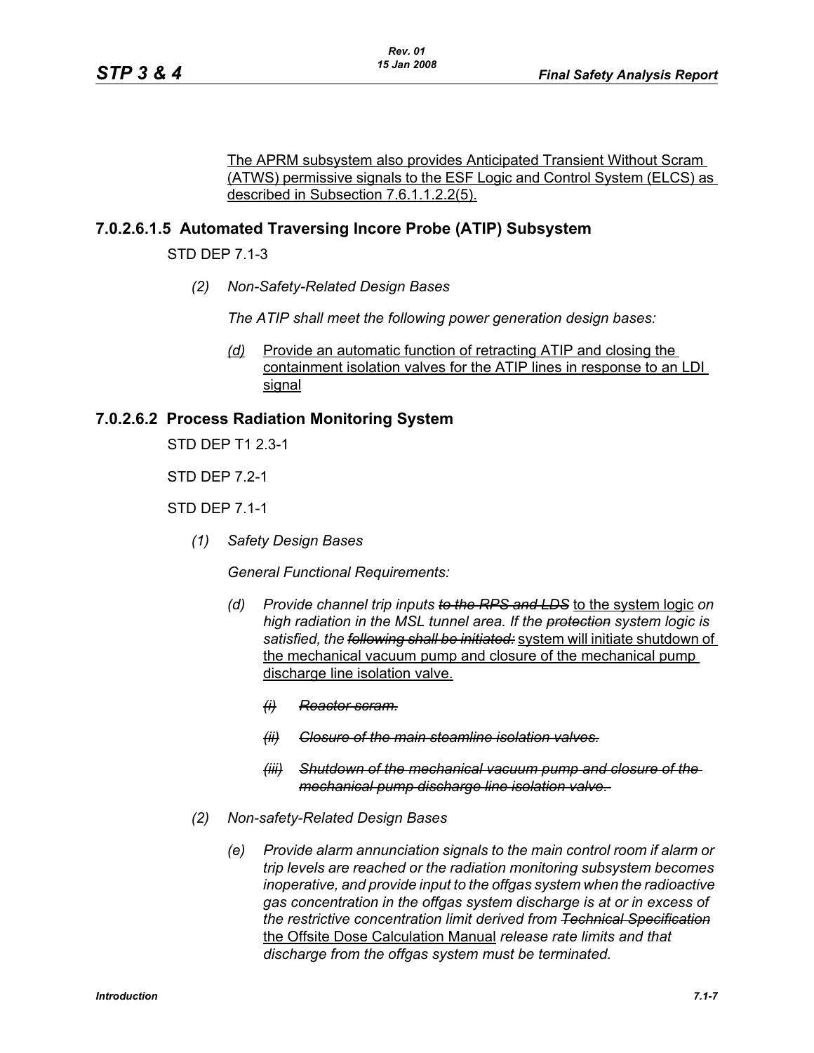The APRM subsystem also provides Anticipated Transient Without Scram (ATWS) permissive signals to the ESF Logic and Control System (ELCS) as described in Subsection 7.6.1.1.2.2(5).

### 7.0.2.6.1.5 Automated Traversing Incore Probe (ATIP) Subsystem

STD DEP 7.1-3

*(2) Non-Safety-Related Design Bases*

*The ATIP shall meet the following power generation design bases:*

*(d)* Provide an automatic function of retracting ATIP and closing the containment isolation valves for the ATIP lines in response to an LDI signal

### 7.0.2.6.2 Process Radiation Monitoring System

STD DEP T1 2.3-1

STD DEP 7.2-1

STD DEP 7.1-1

*(1) Safety Design Bases*

*General Functional Requirements:*

*(d) Provide channel trip inputs ~~to the RPS and LDS~~* to the system logic *on high radiation in the MSL tunnel area. If the ~~protection~~ system logic is satisfied, the ~~following shall be initiated:~~* system will initiate shutdown of the mechanical vacuum pump and closure of the mechanical pump discharge line isolation valve.

~~*(i) Reactor scram.*~~

~~*(ii) Closure of the main steamline isolation valves.*~~

~~*(iii) Shutdown of the mechanical vacuum pump and closure of the mechanical pump discharge line isolation valve.*~~

*(2) Non-safety-Related Design Bases*

*(e) Provide alarm annunciation signals to the main control room if alarm or trip levels are reached or the radiation monitoring subsystem becomes inoperative, and provide input to the offgas system when the radioactive gas concentration in the offgas system discharge is at or in excess of the restrictive concentration limit derived from ~~Technical Specification~~* the Offsite Dose Calculation Manual *release rate limits and that discharge from the offgas system must be terminated.*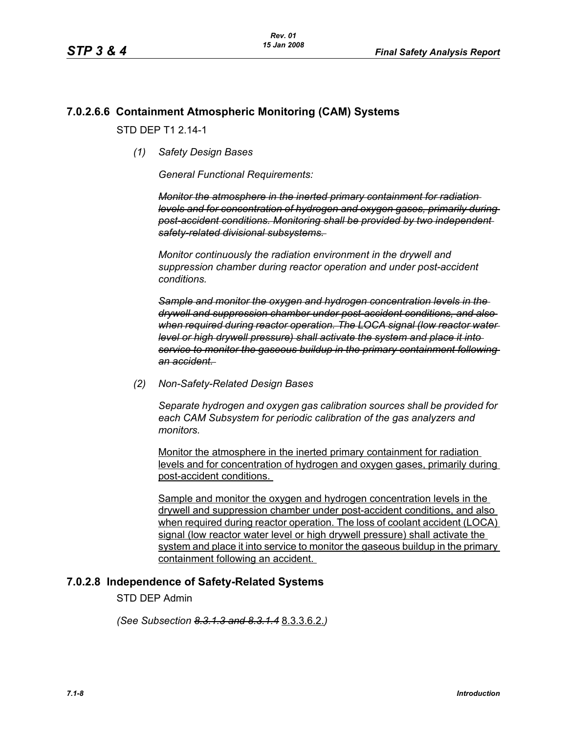### 7.0.2.6.6 Containment Atmospheric Monitoring (CAM) Systems

STD DEP T1 2.14-1

*(1) Safety Design Bases*

*General Functional Requirements:*

~~*Monitor the atmosphere in the inerted primary containment for radiation levels and for concentration of hydrogen and oxygen gases, primarily during post-accident conditions. Monitoring shall be provided by two independent safety-related divisional subsystems.*~~

*Monitor continuously the radiation environment in the drywell and suppression chamber during reactor operation and under post-accident conditions.*

~~*Sample and monitor the oxygen and hydrogen concentration levels in the drywell and suppression chamber under post-accident conditions, and also when required during reactor operation. The LOCA signal (low reactor water level or high drywell pressure) shall activate the system and place it into service to monitor the gaseous buildup in the primary containment following an accident.*~~

*(2) Non-Safety-Related Design Bases*

*Separate hydrogen and oxygen gas calibration sources shall be provided for each CAM Subsystem for periodic calibration of the gas analyzers and monitors.*

<u>Monitor the atmosphere in the inerted primary containment for radiation levels and for concentration of hydrogen and oxygen gases, primarily during post-accident conditions.</u>

<u>Sample and monitor the oxygen and hydrogen concentration levels in the drywell and suppression chamber under post-accident conditions, and also when required during reactor operation. The loss of coolant accident (LOCA) signal (low reactor water level or high drywell pressure) shall activate the system and place it into service to monitor the gaseous buildup in the primary containment following an accident.</u>

### 7.0.2.8 Independence of Safety-Related Systems

STD DEP Admin

*(See Subsection ~~8.3.1.3 and 8.3.1.4~~* <u>8.3.3.6.2.</u>*)*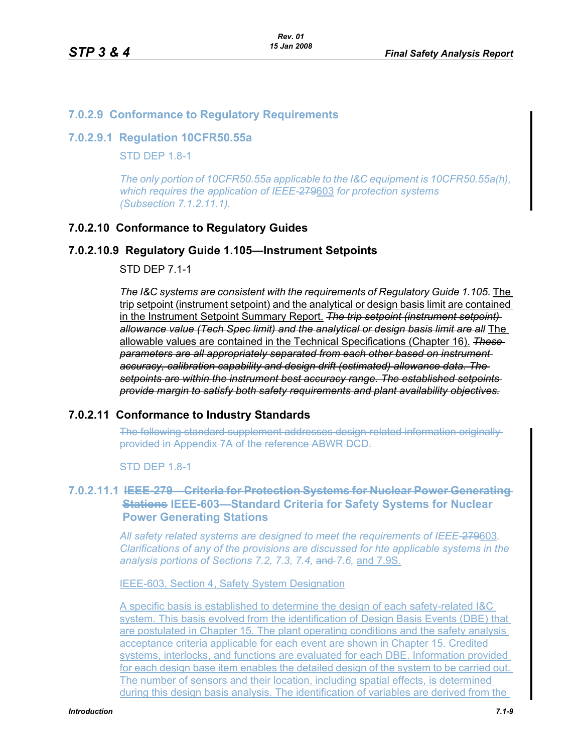### 7.0.2.9 Conformance to Regulatory Requirements

#### 7.0.2.9.1 Regulation 10CFR50.55a

STD DEP 1.8-1

*The only portion of 10CFR50.55a applicable to the I&C equipment is 10CFR50.55a(h), which requires the application of IEEE-~~279~~603 for protection systems (Subsection 7.1.2.11.1).*

### 7.0.2.10 Conformance to Regulatory Guides

#### 7.0.2.10.9 Regulatory Guide 1.105—Instrument Setpoints

STD DEP 7.1-1

*The I&C systems are consistent with the requirements of Regulatory Guide 1.105.* The trip setpoint (instrument setpoint) and the analytical or design basis limit are contained in the Instrument Setpoint Summary Report. ~~*The trip setpoint (instrument setpoint) allowance value (Tech Spec limit) and the analytical or design basis limit are all*~~ The allowable values are contained in the Technical Specifications (Chapter 16). ~~*These parameters are all appropriately separated from each other based on instrument accuracy, calibration capability and design drift (estimated) allowance data. The setpoints are within the instrument best accuracy range. The established setpoints provide margin to satisfy both safety requirements and plant availability objectives.*~~

### 7.0.2.11 Conformance to Industry Standards

~~The following standard supplement addresses design-related information originally provided in Appendix 7A of the reference ABWR DCD.~~

STD DEP 1.8-1

#### 7.0.2.11.1 ~~IEEE-279—Criteria for Protection Systems for Nuclear Power Generating Stations~~ IEEE-603—Standard Criteria for Safety Systems for Nuclear Power Generating Stations

*All safety related systems are designed to meet the requirements of IEEE-~~279~~603. Clarifications of any of the provisions are discussed for hte applicable systems in the analysis portions of Sections 7.2, 7.3, 7.4,* ~~and~~ *7.6,* and 7.9S.

IEEE-603, Section 4, Safety System Designation

A specific basis is established to determine the design of each safety-related I&C system. This basis evolved from the identification of Design Basis Events (DBE) that are postulated in Chapter 15. The plant operating conditions and the safety analysis acceptance criteria applicable for each event are shown in Chapter 15. Credited systems, interlocks, and functions are evaluated for each DBE. Information provided for each design base item enables the detailed design of the system to be carried out. The number of sensors and their location, including spatial effects, is determined during this design basis analysis. The identification of variables are derived from the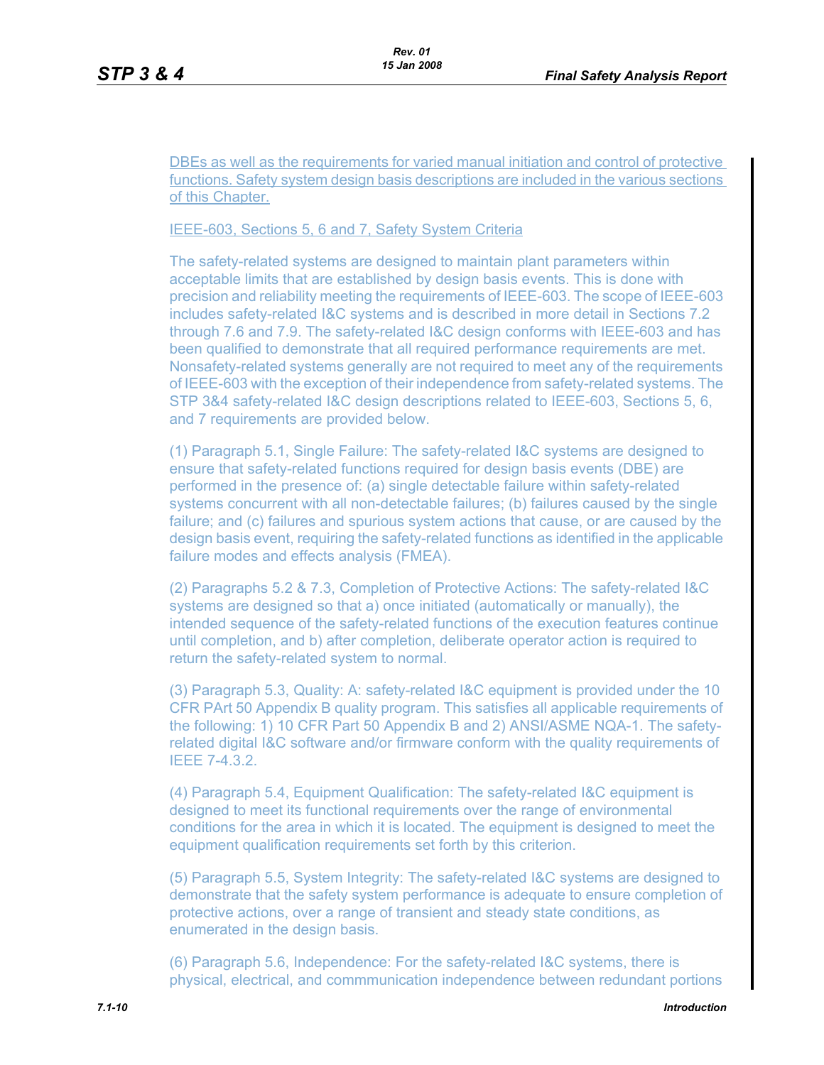DBEs as well as the requirements for varied manual initiation and control of protective functions. Safety system design basis descriptions are included in the various sections of this Chapter.

IEEE-603, Sections 5, 6 and 7, Safety System Criteria

The safety-related systems are designed to maintain plant parameters within acceptable limits that are established by design basis events. This is done with precision and reliability meeting the requirements of IEEE-603. The scope of IEEE-603 includes safety-related I&C systems and is described in more detail in Sections 7.2 through 7.6 and 7.9. The safety-related I&C design conforms with IEEE-603 and has been qualified to demonstrate that all required performance requirements are met. Nonsafety-related systems generally are not required to meet any of the requirements of IEEE-603 with the exception of their independence from safety-related systems. The STP 3&4 safety-related I&C design descriptions related to IEEE-603, Sections 5, 6, and 7 requirements are provided below.

(1) Paragraph 5.1, Single Failure: The safety-related I&C systems are designed to ensure that safety-related functions required for design basis events (DBE) are performed in the presence of: (a) single detectable failure within safety-related systems concurrent with all non-detectable failures; (b) failures caused by the single failure; and (c) failures and spurious system actions that cause, or are caused by the design basis event, requiring the safety-related functions as identified in the applicable failure modes and effects analysis (FMEA).

(2) Paragraphs 5.2 & 7.3, Completion of Protective Actions: The safety-related I&C systems are designed so that a) once initiated (automatically or manually), the intended sequence of the safety-related functions of the execution features continue until completion, and b) after completion, deliberate operator action is required to return the safety-related system to normal.

(3) Paragraph 5.3, Quality: A: safety-related I&C equipment is provided under the 10 CFR PArt 50 Appendix B quality program. This satisfies all applicable requirements of the following: 1) 10 CFR Part 50 Appendix B and 2) ANSI/ASME NQA-1. The safety-related digital I&C software and/or firmware conform with the quality requirements of IEEE 7-4.3.2.

(4) Paragraph 5.4, Equipment Qualification: The safety-related I&C equipment is designed to meet its functional requirements over the range of environmental conditions for the area in which it is located. The equipment is designed to meet the equipment qualification requirements set forth by this criterion.

(5) Paragraph 5.5, System Integrity: The safety-related I&C systems are designed to demonstrate that the safety system performance is adequate to ensure completion of protective actions, over a range of transient and steady state conditions, as enumerated in the design basis.

(6) Paragraph 5.6, Independence: For the safety-related I&C systems, there is physical, electrical, and commmunication independence between redundant portions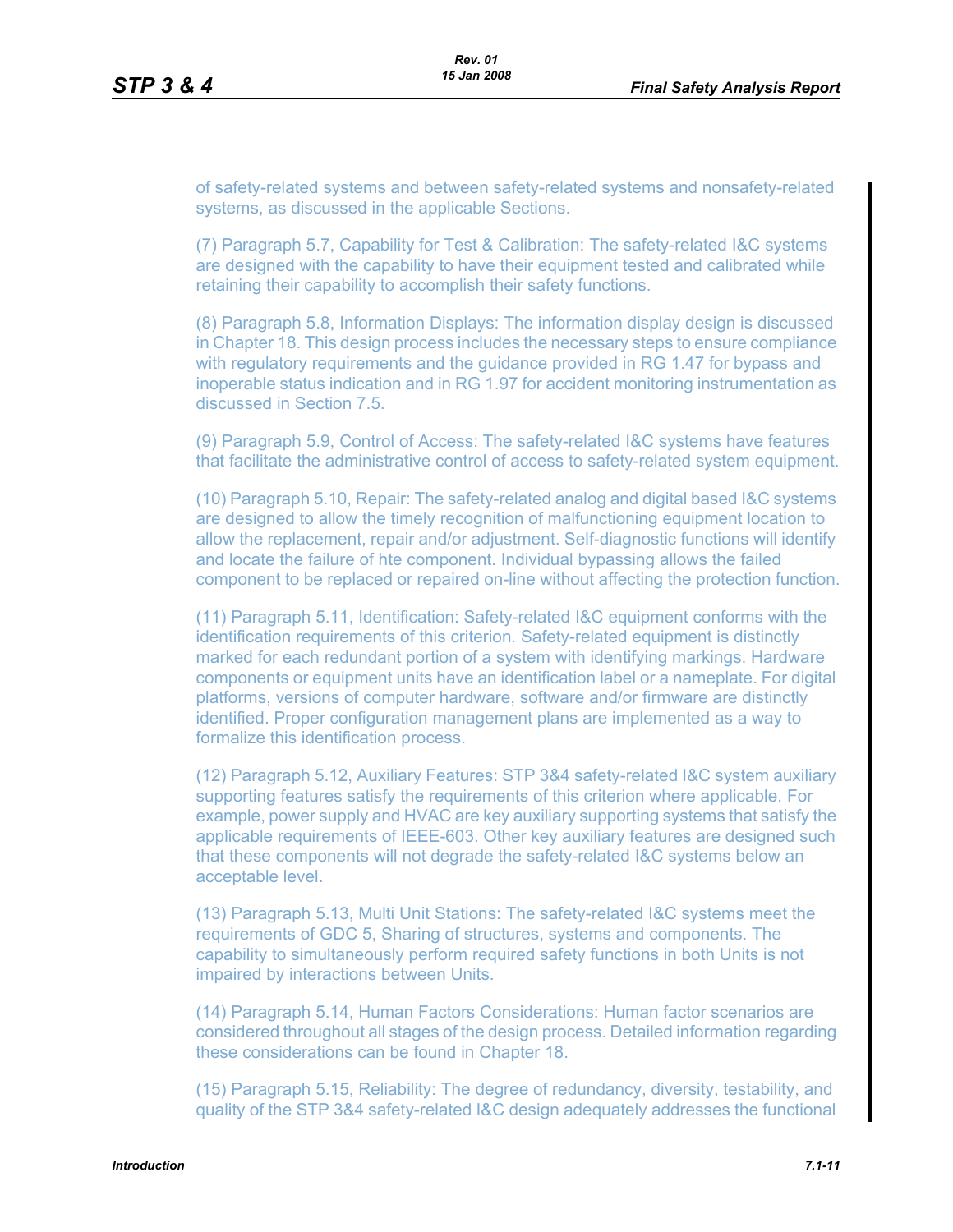of safety-related systems and between safety-related systems and nonsafety-related systems, as discussed in the applicable Sections.

(7) Paragraph 5.7, Capability for Test & Calibration: The safety-related I&C systems are designed with the capability to have their equipment tested and calibrated while retaining their capability to accomplish their safety functions.

(8) Paragraph 5.8, Information Displays: The information display design is discussed in Chapter 18. This design process includes the necessary steps to ensure compliance with regulatory requirements and the guidance provided in RG 1.47 for bypass and inoperable status indication and in RG 1.97 for accident monitoring instrumentation as discussed in Section 7.5.

(9) Paragraph 5.9, Control of Access: The safety-related I&C systems have features that facilitate the administrative control of access to safety-related system equipment.

(10) Paragraph 5.10, Repair: The safety-related analog and digital based I&C systems are designed to allow the timely recognition of malfunctioning equipment location to allow the replacement, repair and/or adjustment. Self-diagnostic functions will identify and locate the failure of hte component. Individual bypassing allows the failed component to be replaced or repaired on-line without affecting the protection function.

(11) Paragraph 5.11, Identification: Safety-related I&C equipment conforms with the identification requirements of this criterion. Safety-related equipment is distinctly marked for each redundant portion of a system with identifying markings. Hardware components or equipment units have an identification label or a nameplate. For digital platforms, versions of computer hardware, software and/or firmware are distinctly identified. Proper configuration management plans are implemented as a way to formalize this identification process.

(12) Paragraph 5.12, Auxiliary Features: STP 3&4 safety-related I&C system auxiliary supporting features satisfy the requirements of this criterion where applicable. For example, power supply and HVAC are key auxiliary supporting systems that satisfy the applicable requirements of IEEE-603. Other key auxiliary features are designed such that these components will not degrade the safety-related I&C systems below an acceptable level.

(13) Paragraph 5.13, Multi Unit Stations: The safety-related I&C systems meet the requirements of GDC 5, Sharing of structures, systems and components. The capability to simultaneously perform required safety functions in both Units is not impaired by interactions between Units.

(14) Paragraph 5.14, Human Factors Considerations: Human factor scenarios are considered throughout all stages of the design process. Detailed information regarding these considerations can be found in Chapter 18.

(15) Paragraph 5.15, Reliability: The degree of redundancy, diversity, testability, and quality of the STP 3&4 safety-related I&C design adequately addresses the functional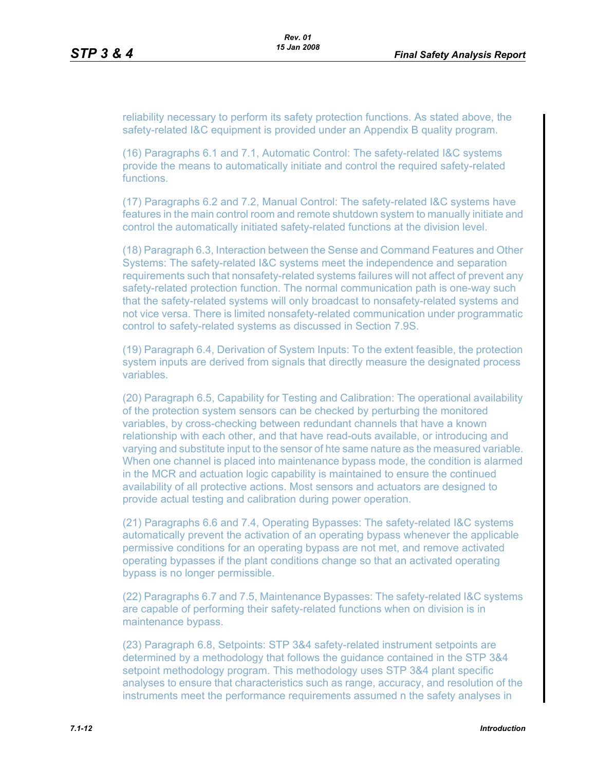reliability necessary to perform its safety protection functions. As stated above, the safety-related I&C equipment is provided under an Appendix B quality program.

(16) Paragraphs 6.1 and 7.1, Automatic Control: The safety-related I&C systems provide the means to automatically initiate and control the required safety-related functions.

(17) Paragraphs 6.2 and 7.2, Manual Control: The safety-related I&C systems have features in the main control room and remote shutdown system to manually initiate and control the automatically initiated safety-related functions at the division level.

(18) Paragraph 6.3, Interaction between the Sense and Command Features and Other Systems: The safety-related I&C systems meet the independence and separation requirements such that nonsafety-related systems failures will not affect of prevent any safety-related protection function. The normal communication path is one-way such that the safety-related systems will only broadcast to nonsafety-related systems and not vice versa. There is limited nonsafety-related communication under programmatic control to safety-related systems as discussed in Section 7.9S.

(19) Paragraph 6.4, Derivation of System Inputs: To the extent feasible, the protection system inputs are derived from signals that directly measure the designated process variables.

(20) Paragraph 6.5, Capability for Testing and Calibration: The operational availability of the protection system sensors can be checked by perturbing the monitored variables, by cross-checking between redundant channels that have a known relationship with each other, and that have read-outs available, or introducing and varying and substitute input to the sensor of hte same nature as the measured variable. When one channel is placed into maintenance bypass mode, the condition is alarmed in the MCR and actuation logic capability is maintained to ensure the continued availability of all protective actions. Most sensors and actuators are designed to provide actual testing and calibration during power operation.

(21) Paragraphs 6.6 and 7.4, Operating Bypasses: The safety-related I&C systems automatically prevent the activation of an operating bypass whenever the applicable permissive conditions for an operating bypass are not met, and remove activated operating bypasses if the plant conditions change so that an activated operating bypass is no longer permissible.

(22) Paragraphs 6.7 and 7.5, Maintenance Bypasses: The safety-related I&C systems are capable of performing their safety-related functions when on division is in maintenance bypass.

(23) Paragraph 6.8, Setpoints: STP 3&4 safety-related instrument setpoints are determined by a methodology that follows the guidance contained in the STP 3&4 setpoint methodology program. This methodology uses STP 3&4 plant specific analyses to ensure that characteristics such as range, accuracy, and resolution of the instruments meet the performance requirements assumed n the safety analyses in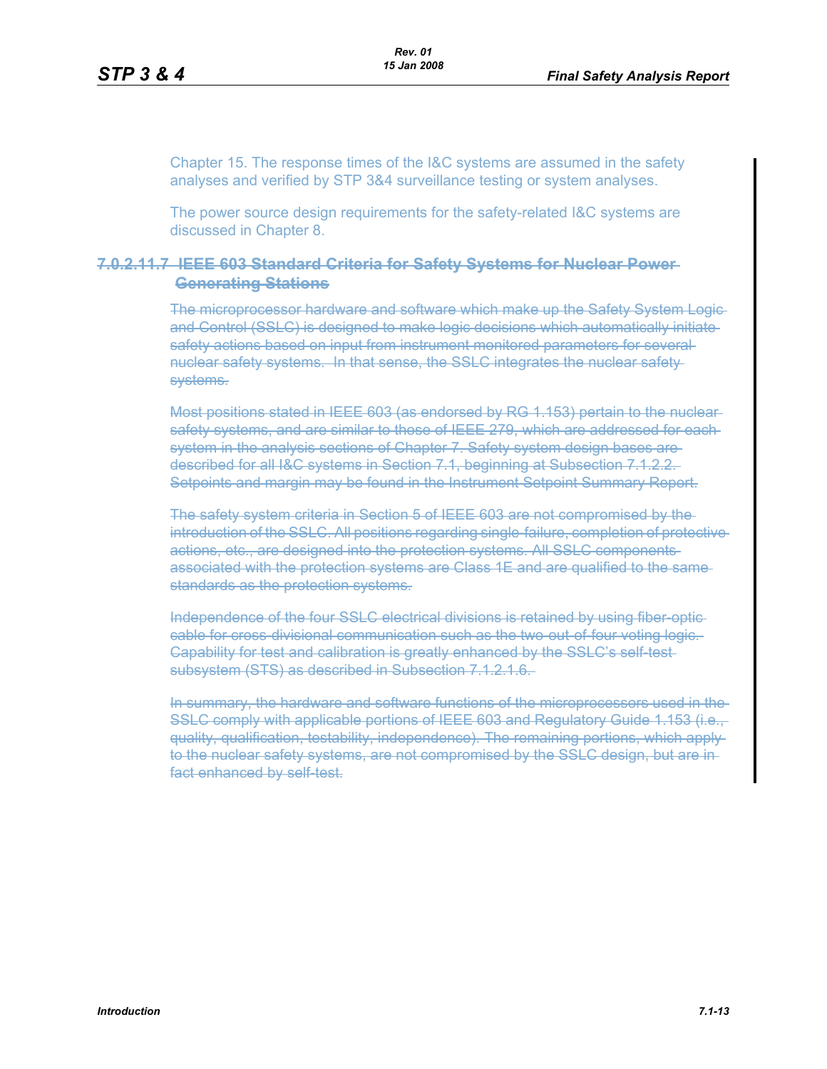Chapter 15. The response times of the I&C systems are assumed in the safety analyses and verified by STP 3&4 surveillance testing or system analyses.

The power source design requirements for the safety-related I&C systems are discussed in Chapter 8.

#### ~~7.0.2.11.7 IEEE 603 Standard Criteria for Safety Systems for Nuclear Power Generating Stations~~

~~The microprocessor hardware and software which make up the Safety System Logic and Control (SSLC) is designed to make logic decisions which automatically initiate safety actions based on input from instrument monitored parameters for several nuclear safety systems. In that sense, the SSLC integrates the nuclear safety systems.~~

~~Most positions stated in IEEE 603 (as endorsed by RG 1.153) pertain to the nuclear safety systems, and are similar to those of IEEE 279, which are addressed for each system in the analysis sections of Chapter 7. Safety system design bases are described for all I&C systems in Section 7.1, beginning at Subsection 7.1.2.2. Setpoints and margin may be found in the Instrument Setpoint Summary Report.~~

~~The safety system criteria in Section 5 of IEEE 603 are not compromised by the introduction of the SSLC. All positions regarding single-failure, completion of protective actions, etc., are designed into the protection systems. All SSLC components associated with the protection systems are Class 1E and are qualified to the same standards as the protection systems.~~

~~Independence of the four SSLC electrical divisions is retained by using fiber-optic cable for cross-divisional communication such as the two-out-of-four voting logic. Capability for test and calibration is greatly enhanced by the SSLC's self-test subsystem (STS) as described in Subsection 7.1.2.1.6.~~

~~In summary, the hardware and software functions of the microprocessors used in the SSLC comply with applicable portions of IEEE 603 and Regulatory Guide 1.153 (i.e., quality, qualification, testability, independence). The remaining portions, which apply to the nuclear safety systems, are not compromised by the SSLC design, but are in fact enhanced by self-test.~~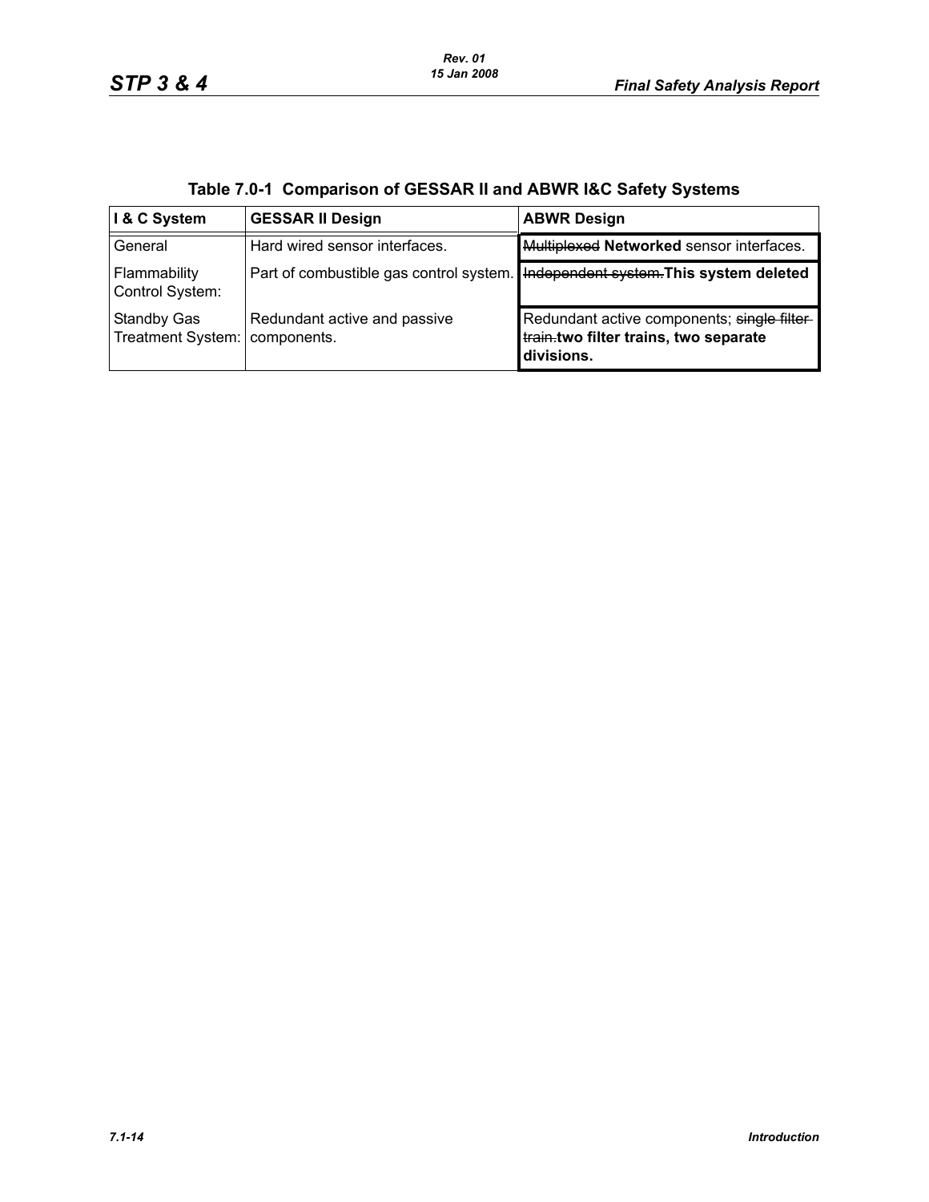**Table 7.0-1 Comparison of GESSAR II and ABWR I&C Safety Systems**

| I & C System | GESSAR II Design | ABWR Design |
|---|---|---|
| General | Hard wired sensor interfaces. | ~~Multiplexed~~ **Networked** sensor interfaces. |
| Flammability Control System: | Part of combustible gas control system. | ~~Independent system.~~**This system deleted** |
| Standby Gas Treatment System: | Redundant active and passive components. | Redundant active components; ~~single filter train.~~**two filter trains, two separate divisions.** |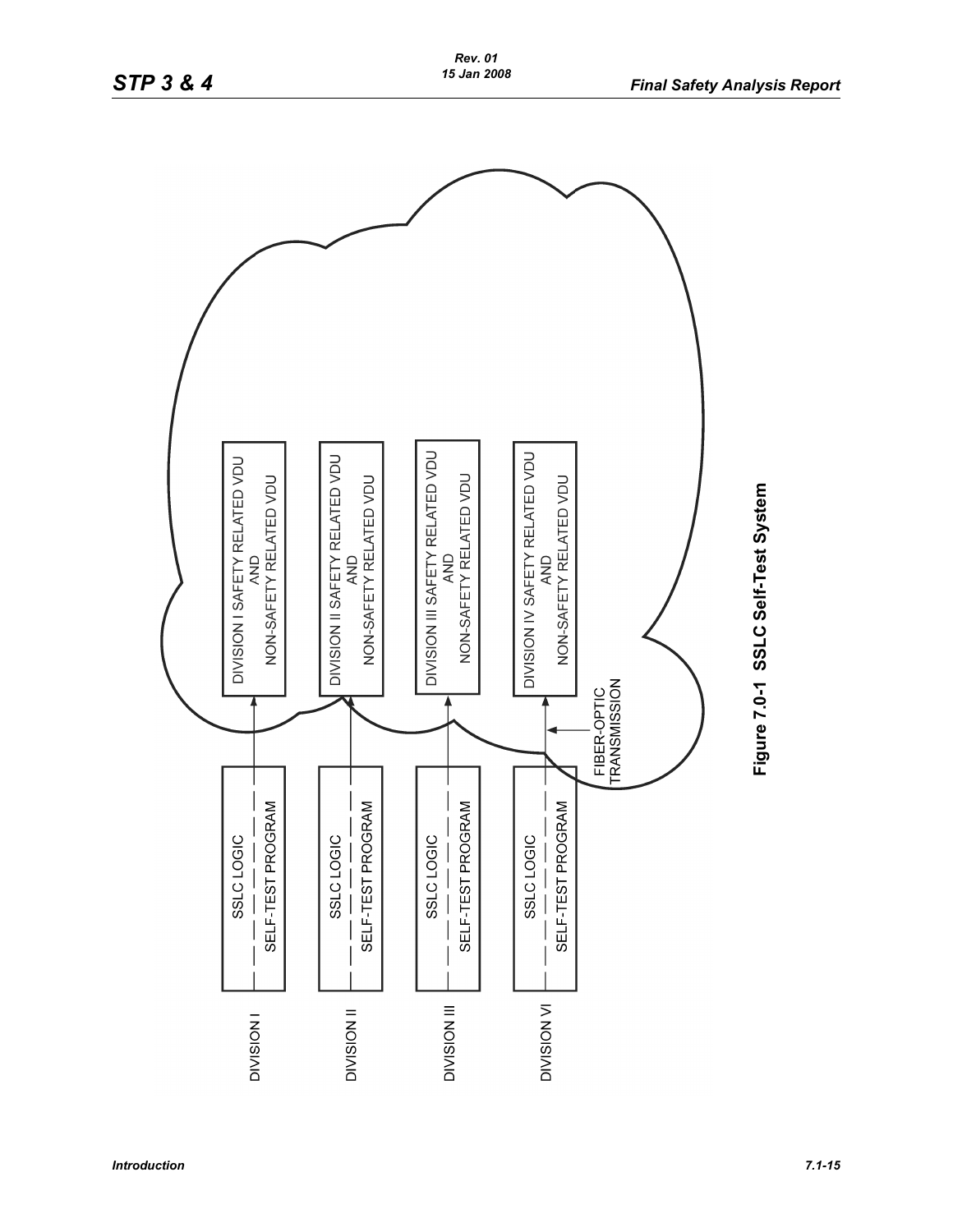DIVISION I

SSLC LOGIC

SELF-TEST PROGRAM

DIVISION II

SSLC LOGIC

SELF-TEST PROGRAM

DIVISION III

SSLC LOGIC

SELF-TEST PROGRAM

DIVISION VI

SSLC LOGIC

SELF-TEST PROGRAM

DIVISION I SAFETY RELATED VDU AND NON-SAFETY RELATED VDU

DIVISION II SAFETY RELATED VDU AND NON-SAFETY RELATED VDU

DIVISION III SAFETY RELATED VDU AND NON-SAFETY RELATED VDU

DIVISION IV SAFETY RELATED VDU AND NON-SAFETY RELATED VDU

FIBER-OPTIC TRANSMISSION

**Figure 7.0-1 SSLC Self-Test System**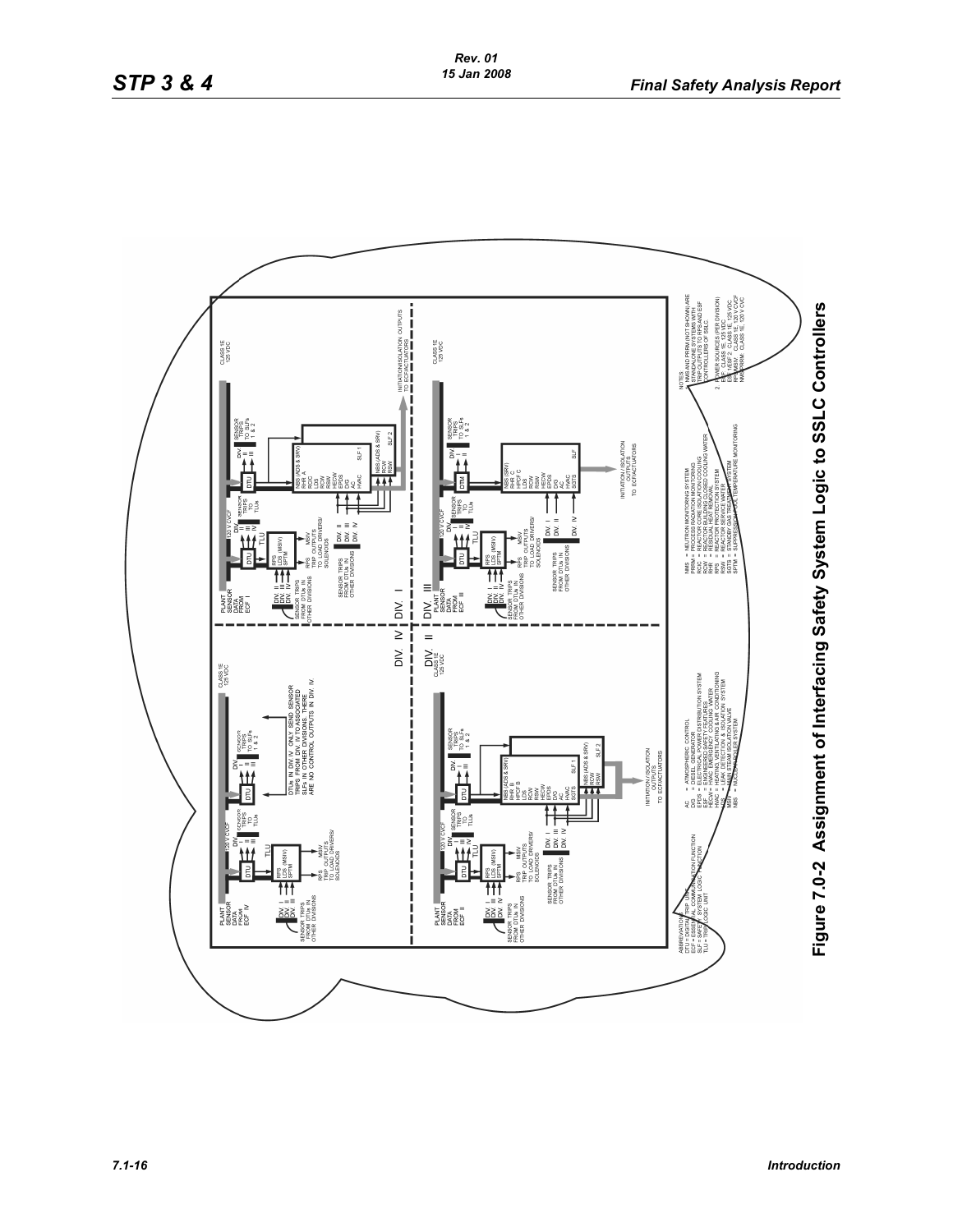PLANT SENSOR DATA FROM ECF IV

DIV. I
DIV. II
DIV. III

SENSOR TRIPS FROM DTUs IN OTHER DIVISIONS

DTU

RPS
LDS (MSIV)
SPTM

TLU

RPS MSIV TRIP OUTPUTS TO LOAD DRIVERS/ SOLENOIDS

120 V CVCF

DIV. I II III
SENSOR TRIPS TO TLUs

DTU

DIV. I II III
SENSOR TRIPS TO SLFs 1 & 2

DTUs IN DIV. IV ONLY SEND SENSOR TRIPS FROM DIV. IV TO ASSOCIATED SLFs IN OTHER DIVISIONS. THERE ARE NO CONTROL OUTPUTS IN DIV. IV.

CLASS 1E 125 VDC

DIV. IV

PLANT SENSOR DATA FROM ECF II

DIV. I
DIV. III
DIV. IV

SENSOR TRIPS FROM DTUs IN OTHER DIVISIONS

DTU

RPS
LDS (MSIV)
SPTM

TLU

RPS MSIV TRIP OUTPUTS TO LOAD DRIVERS/ SOLENOIDS

120 V CVCF

DIV. I III IV
SENSOR TRIPS TO TLUs

DTU

DIV. I III IV
SENSOR TRIPS TO SLFs 1 & 2

NBS (ADS & SRV)
RHR B
HPCF B
LDS
RCW
RSW
HECW
EPDS
D/G
AC
HVAC
SGTS

SLF 1

NBS (ADS & SRV)
RCW
RSW

SLF 2

DIV. I
DIV. III
DIV. IV

INITIATION/ISOLATION OUTPUTS TO ECF/ACTUATORS

DIV. II

CLASS 1E 125 VDC

PLANT SENSOR DATA FROM ECF I

DIV. II
DIV. III
DIV. IV

SENSOR TRIPS FROM DTUs IN OTHER DIVISIONS

DTU

RPS
LDS (MSIV)
SPTM

TLU

RPS MSIV TRIP OUTPUTS TO LOAD DRIVERS/ SOLENOIDS

120 V CVCF

DIV. II III IV
SENSOR TRIPS TO TLUs

DTU

DIV. II III IV
SENSOR TRIPS TO SLFs 1 & 2

NBS (ADS & SRV)
RHR A
RCIC
LDS
RCW
RSW
HECW
EPDS
D/G
AC
HVAC

SLF 1

NBS (ADS & SRV)
RCW
RSW

SLF 2

DIV. II
DIV. III
DIV. IV

INITIATION/ISOLATION OUTPUTS TO ECF/ACTUATORS

CLASS 1E 125 VDC

DIV. I

PLANT SENSOR DATA FROM ECF III

DIV. I
DIV. II
DIV. IV

SENSOR TRIPS FROM DTUs IN OTHER DIVISIONS

DTU

RPS
LDS (MSIV)
SPTM

TLU

RPS MSIV TRIP OUTPUTS TO LOAD DRIVERS/ SOLENOIDS

120 V CVCF

DIV. I II IV
SENSOR TRIPS TO TLUs

DTM

DIV. I II
SENSOR TRIPS TO SLFs 1 & 2

NBS (SRV)
RHR C
HPCF C
LDS
RCW
RSW
HECW
EPDS
D/G
AC
HVAC
SGTS

SLF

DIV. I
DIV. II
DIV. IV

INITIATION/ISOLATION OUTPUTS TO ECF/ACTUATORS

CLASS 1E 125 VDC

DIV. III

ABBREVIATIONS:
DTU = DIGITAL TRIP UNIT
ECF = ESSENTIAL COMMUNICATION FUNCTION
SLF = SAFETY SYSTEM LOGIC FUNCTION
TLU = TRIP LOGIC UNIT

AC = ATMOSPHERIC CONTROL
D/G = DIESEL GENERATOR
EPDS = ELECTRICAL POWER DISTRIBUTION SYSTEM
ESF = ENGINEERED SAFETY FEATURES
HECW = HVAC EMERGENCY COOLING WATER
HVAC = HEATING, VENTILATING & AIR CONDITIONING
LDS = LEAK DETECTION & ISOLATION SYSTEM
MSIV = MAIN STEAM ISOLATION VALVE
NBS = NUCLEAR BOILER SYSTEM

NMS = NEUTRON MONITORING SYSTEM
PRRM = PROCESS RADIATION MONITORING
RCIC = REACTOR CORE ISOLATION COOLING
RCW = REACTOR BUILDING CLOSED COOLING WATER
RHR = RESIDUAL HEAT REMOVAL
RPS = REACTOR PROTECTION SYSTEM
RSW = REACTOR SERVICE WATER
SGTS = STANDBY GAS TREATMENT SYSTEM
SPTM = SUPPRESSION POOL TEMPERATURE MONITORING

NOTES:
1. NMS AND PRRM (NOT SHOWN) ARE STANDALONE SYSTEMS WITH TRIP OUTPUTS TO RPS AND ESF CONTROLLERS OF SSLC.
2. POWER SOURCES (PER DIVISION):
ESF: CLASS 1E, 125 VDC
ESF: ESF 2: CLASS 1E, 125 VDC
RPS/MSIV: CLASS 1E, 120 V CVCF
NMS/PRRM: CLASS 1E, 120 V CVC

Figure 7.0-2 Assignment of Interfacing Safety System Logic to SSLC Controllers